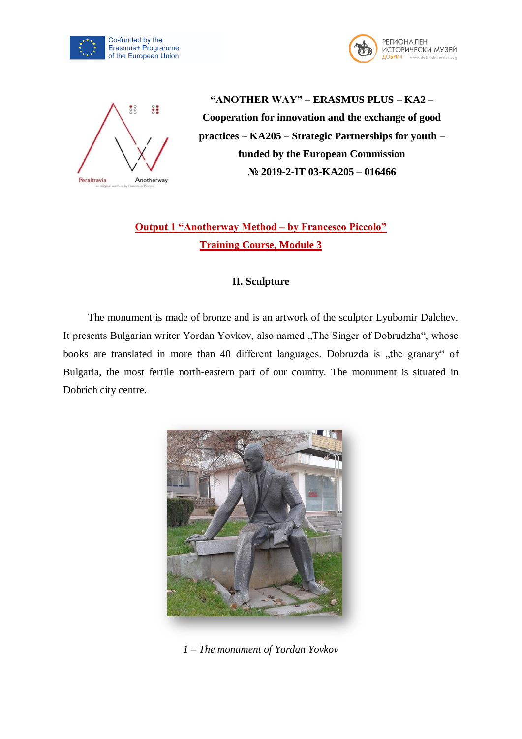**"ANOTHER WAY" – ERASMUS PLUS – KA2 – Cooperation for innovation and the exchange of good practices – KA205 – Strategic Partnerships for youth – funded by the European Commission**

**№ 2019-2-IT 03-KA205 – 016466**

## Output 1 "Anotherway Method – by Francesco Piccolo"

## Training Course, Module 3

### II. Sculpture

The monument is made of bronze and is an artwork of the sculptor Lyubomir Dalchev. It presents Bulgarian writer Yordan Yovkov, also named „The Singer of Dobrudzha", whose books are translated in more than 40 different languages. Dobruzda is „the granary" of Bulgaria, the most fertile north-eastern part of our country. The monument is situated in Dobrich city centre.

*1 – The monument of Yordan Yovkov*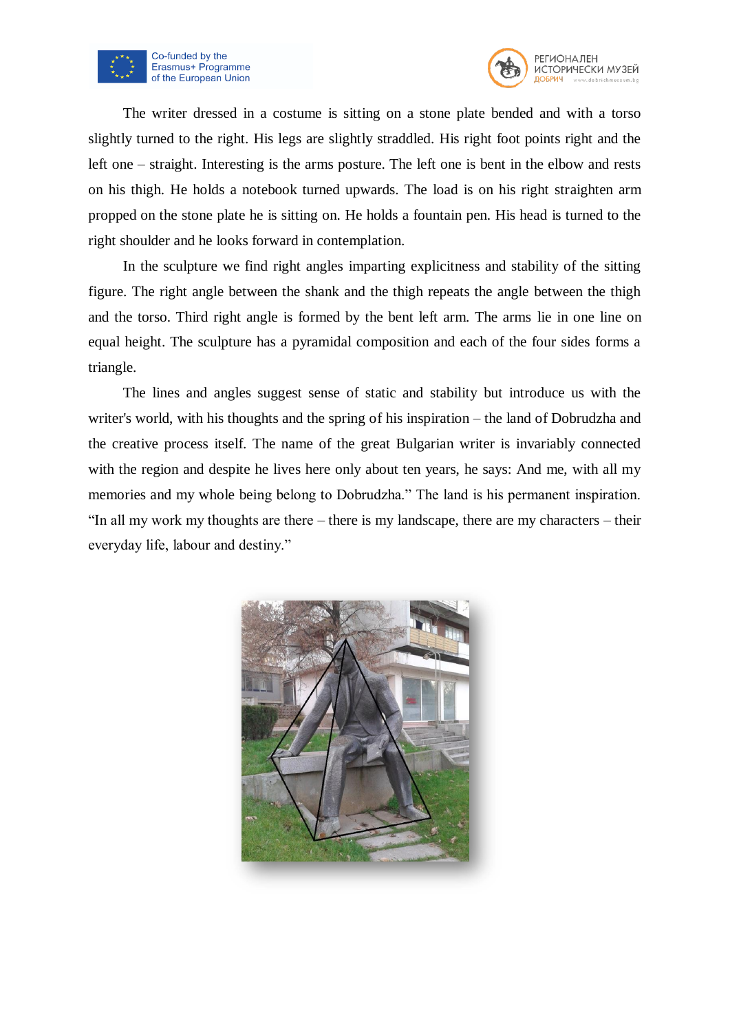The writer dressed in a costume is sitting on a stone plate bended and with a torso slightly turned to the right. His legs are slightly straddled. His right foot points right and the left one – straight. Interesting is the arms posture. The left one is bent in the elbow and rests on his thigh. He holds a notebook turned upwards. The load is on his right straighten arm propped on the stone plate he is sitting on. He holds a fountain pen. His head is turned to the right shoulder and he looks forward in contemplation.

In the sculpture we find right angles imparting explicitness and stability of the sitting figure. The right angle between the shank and the thigh repeats the angle between the thigh and the torso. Third right angle is formed by the bent left arm. The arms lie in one line on equal height. The sculpture has a pyramidal composition and each of the four sides forms a triangle.

The lines and angles suggest sense of static and stability but introduce us with the writer's world, with his thoughts and the spring of his inspiration – the land of Dobrudzha and the creative process itself. The name of the great Bulgarian writer is invariably connected with the region and despite he lives here only about ten years, he says: And me, with all my memories and my whole being belong to Dobrudzha." The land is his permanent inspiration. "In all my work my thoughts are there – there is my landscape, there are my characters – their everyday life, labour and destiny."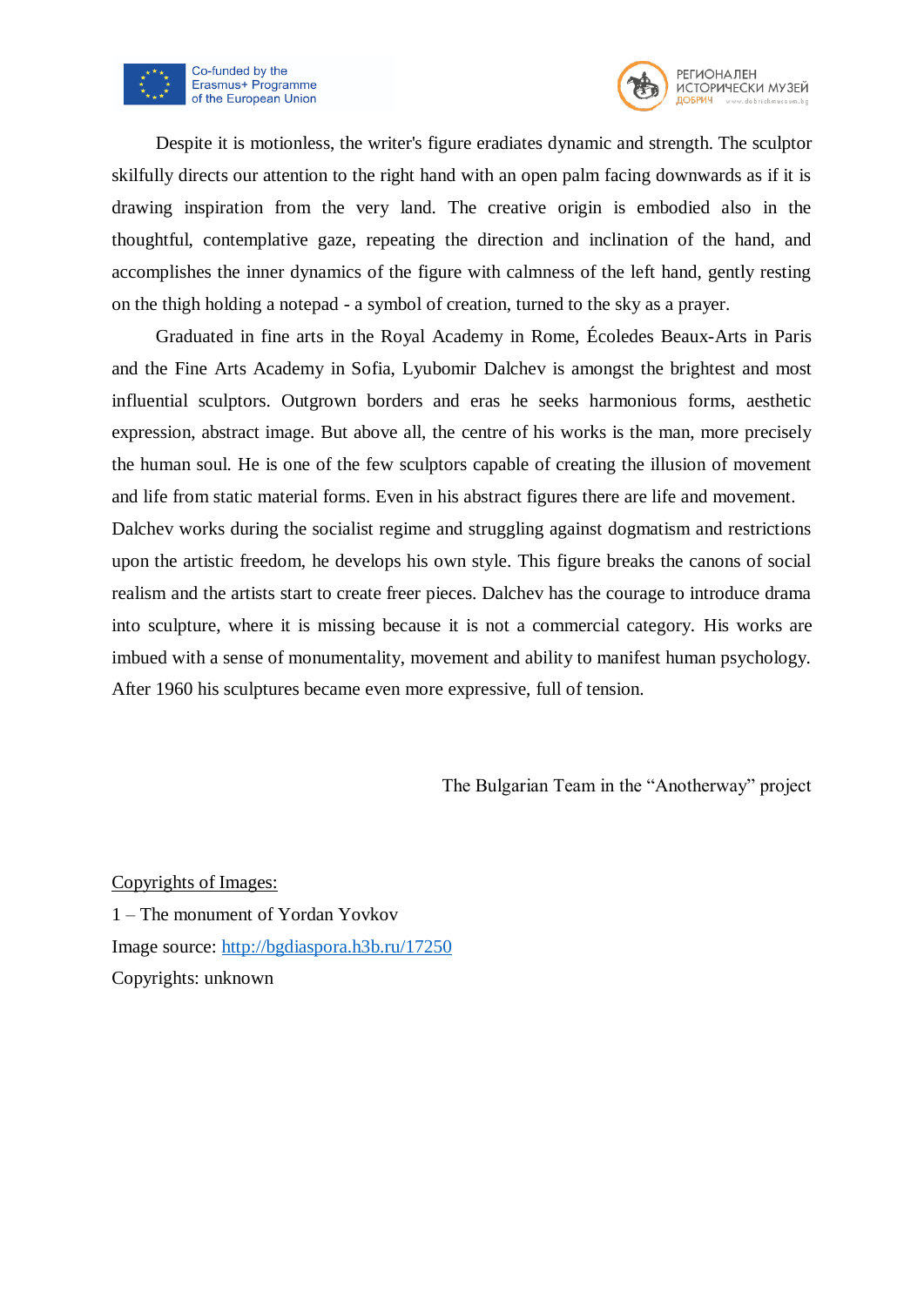Despite it is motionless, the writer's figure eradiates dynamic and strength. The sculptor skilfully directs our attention to the right hand with an open palm facing downwards as if it is drawing inspiration from the very land. The creative origin is embodied also in the thoughtful, contemplative gaze, repeating the direction and inclination of the hand, and accomplishes the inner dynamics of the figure with calmness of the left hand, gently resting on the thigh holding a notepad - a symbol of creation, turned to the sky as a prayer.

Graduated in fine arts in the Royal Academy in Rome, Écoledes Beaux-Arts in Paris and the Fine Arts Academy in Sofia, Lyubomir Dalchev is amongst the brightest and most influential sculptors. Outgrown borders and eras he seeks harmonious forms, aesthetic expression, abstract image. But above all, the centre of his works is the man, more precisely the human soul. He is one of the few sculptors capable of creating the illusion of movement and life from static material forms. Even in his abstract figures there are life and movement. Dalchev works during the socialist regime and struggling against dogmatism and restrictions upon the artistic freedom, he develops his own style. This figure breaks the canons of social realism and the artists start to create freer pieces. Dalchev has the courage to introduce drama into sculpture, where it is missing because it is not a commercial category. His works are imbued with a sense of monumentality, movement and ability to manifest human psychology. After 1960 his sculptures became even more expressive, full of tension.

The Bulgarian Team in the “Anotherway” project

Copyrights of Images:

1 – The monument of Yordan Yovkov

Image source: http://bgdiaspora.h3b.ru/17250

Copyrights: unknown